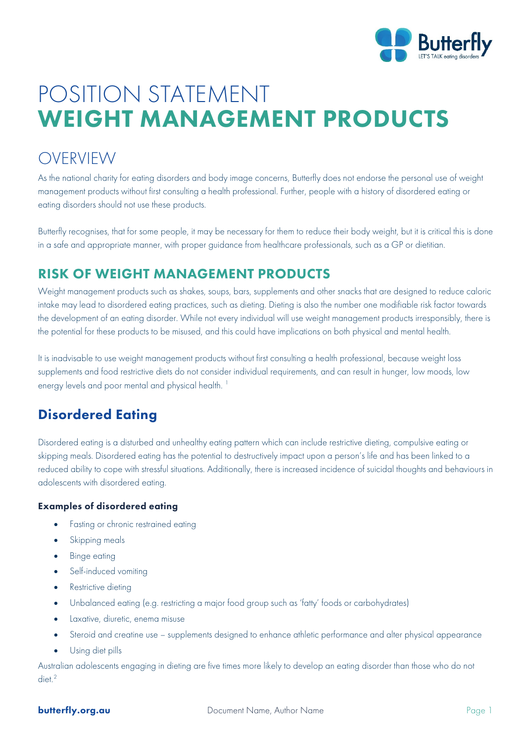# POSITION STATEMENT
# WEIGHT MANAGEMENT PRODUCTS

## OVERVIEW

As the national charity for eating disorders and body image concerns, Butterfly does not endorse the personal use of weight management products without first consulting a health professional. Further, people with a history of disordered eating or eating disorders should not use these products.

Butterfly recognises, that for some people, it may be necessary for them to reduce their body weight, but it is critical this is done in a safe and appropriate manner, with proper guidance from healthcare professionals, such as a GP or dietitian.

## RISK OF WEIGHT MANAGEMENT PRODUCTS

Weight management products such as shakes, soups, bars, supplements and other snacks that are designed to reduce caloric intake may lead to disordered eating practices, such as dieting. Dieting is also the number one modifiable risk factor towards the development of an eating disorder. While not every individual will use weight management products irresponsibly, there is the potential for these products to be misused, and this could have implications on both physical and mental health.

It is inadvisable to use weight management products without first consulting a health professional, because weight loss supplements and food restrictive diets do not consider individual requirements, and can result in hunger, low moods, low energy levels and poor mental and physical health. [1]

## Disordered Eating

Disordered eating is a disturbed and unhealthy eating pattern which can include restrictive dieting, compulsive eating or skipping meals. Disordered eating has the potential to destructively impact upon a person's life and has been linked to a reduced ability to cope with stressful situations. Additionally, there is increased incidence of suicidal thoughts and behaviours in adolescents with disordered eating.

### Examples of disordered eating

- Fasting or chronic restrained eating
- Skipping meals
- Binge eating
- Self-induced vomiting
- Restrictive dieting
- Unbalanced eating (e.g. restricting a major food group such as 'fatty' foods or carbohydrates)
- Laxative, diuretic, enema misuse
- Steroid and creatine use – supplements designed to enhance athletic performance and alter physical appearance
- Using diet pills

Australian adolescents engaging in dieting are five times more likely to develop an eating disorder than those who do not diet. [2]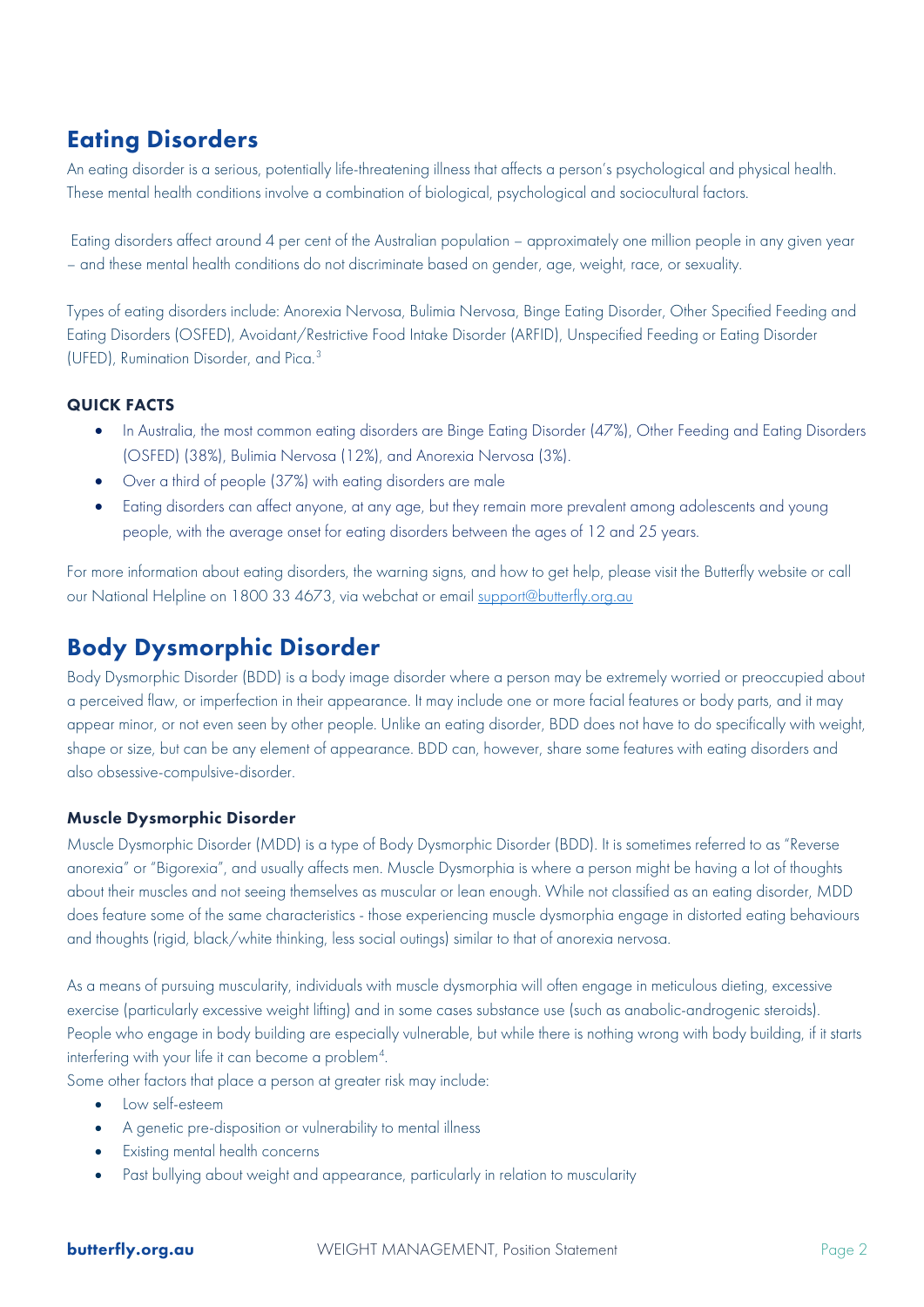## Eating Disorders

An eating disorder is a serious, potentially life-threatening illness that affects a person's psychological and physical health. These mental health conditions involve a combination of biological, psychological and sociocultural factors.

Eating disorders affect around 4 per cent of the Australian population – approximately one million people in any given year – and these mental health conditions do not discriminate based on gender, age, weight, race, or sexuality.

Types of eating disorders include: Anorexia Nervosa, Bulimia Nervosa, Binge Eating Disorder, Other Specified Feeding and Eating Disorders (OSFED), Avoidant/Restrictive Food Intake Disorder (ARFID), Unspecified Feeding or Eating Disorder (UFED), Rumination Disorder, and Pica.[3]

#### QUICK FACTS

- In Australia, the most common eating disorders are Binge Eating Disorder (47%), Other Feeding and Eating Disorders (OSFED) (38%), Bulimia Nervosa (12%), and Anorexia Nervosa (3%).
- Over a third of people (37%) with eating disorders are male
- Eating disorders can affect anyone, at any age, but they remain more prevalent among adolescents and young people, with the average onset for eating disorders between the ages of 12 and 25 years.

For more information about eating disorders, the warning signs, and how to get help, please visit the Butterfly website or call our National Helpline on 1800 33 4673, via webchat or email support@butterfly.org.au

## Body Dysmorphic Disorder

Body Dysmorphic Disorder (BDD) is a body image disorder where a person may be extremely worried or preoccupied about a perceived flaw, or imperfection in their appearance. It may include one or more facial features or body parts, and it may appear minor, or not even seen by other people. Unlike an eating disorder, BDD does not have to do specifically with weight, shape or size, but can be any element of appearance. BDD can, however, share some features with eating disorders and also obsessive-compulsive-disorder.

### Muscle Dysmorphic Disorder

Muscle Dysmorphic Disorder (MDD) is a type of Body Dysmorphic Disorder (BDD). It is sometimes referred to as "Reverse anorexia" or "Bigorexia", and usually affects men. Muscle Dysmorphia is where a person might be having a lot of thoughts about their muscles and not seeing themselves as muscular or lean enough. While not classified as an eating disorder, MDD does feature some of the same characteristics - those experiencing muscle dysmorphia engage in distorted eating behaviours and thoughts (rigid, black/white thinking, less social outings) similar to that of anorexia nervosa.

As a means of pursuing muscularity, individuals with muscle dysmorphia will often engage in meticulous dieting, excessive exercise (particularly excessive weight lifting) and in some cases substance use (such as anabolic-androgenic steroids). People who engage in body building are especially vulnerable, but while there is nothing wrong with body building, if it starts interfering with your life it can become a problem[4].

Some other factors that place a person at greater risk may include:

- Low self-esteem
- A genetic pre-disposition or vulnerability to mental illness
- Existing mental health concerns
- Past bullying about weight and appearance, particularly in relation to muscularity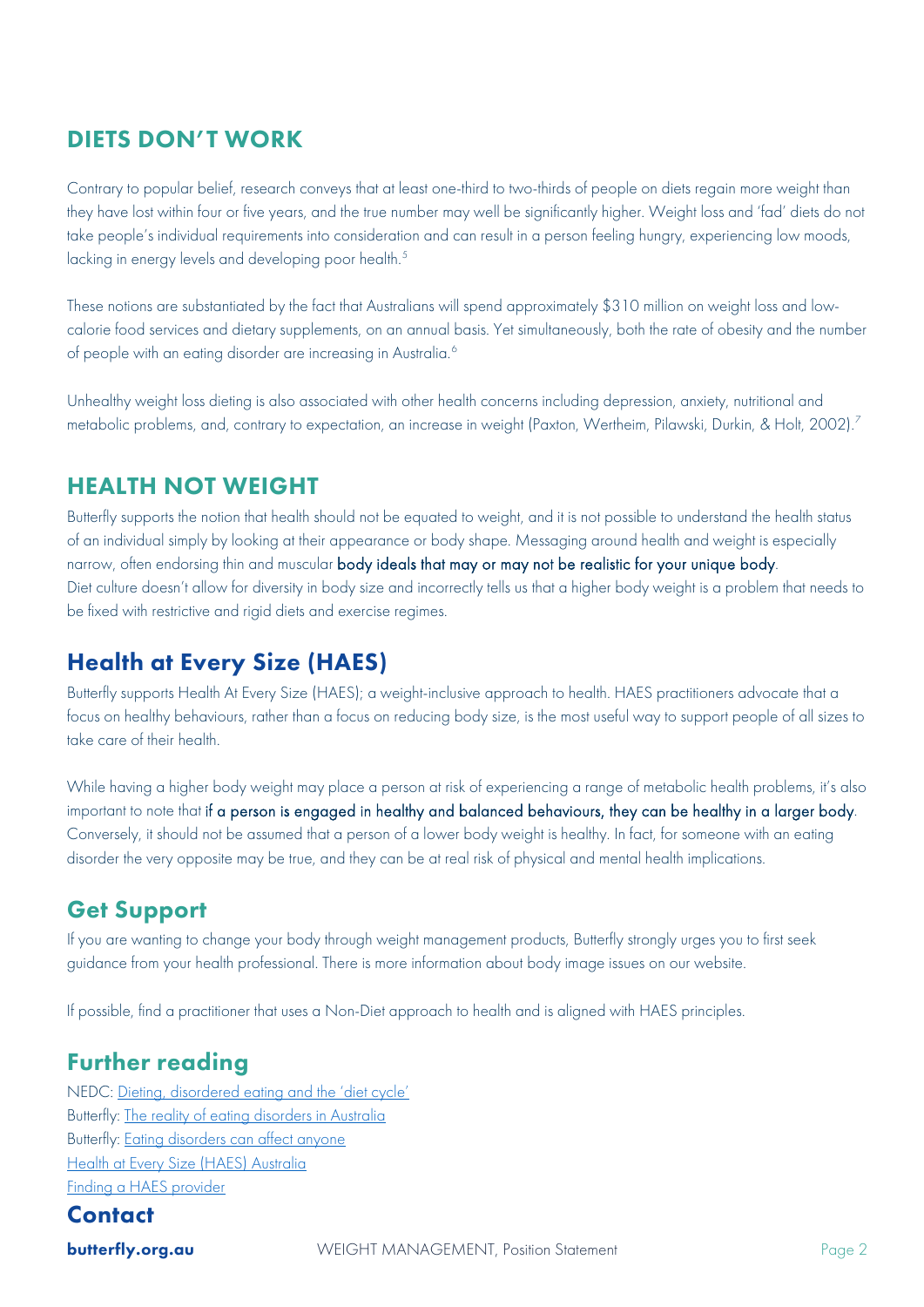## DIETS DON'T WORK

Contrary to popular belief, research conveys that at least one-third to two-thirds of people on diets regain more weight than they have lost within four or five years, and the true number may well be significantly higher. Weight loss and 'fad' diets do not take people's individual requirements into consideration and can result in a person feeling hungry, experiencing low moods, lacking in energy levels and developing poor health.[5]

These notions are substantiated by the fact that Australians will spend approximately $310 million on weight loss and low-calorie food services and dietary supplements, on an annual basis. Yet simultaneously, both the rate of obesity and the number of people with an eating disorder are increasing in Australia.[6]

Unhealthy weight loss dieting is also associated with other health concerns including depression, anxiety, nutritional and metabolic problems, and, contrary to expectation, an increase in weight (Paxton, Wertheim, Pilawski, Durkin, & Holt, 2002).[7]

## HEALTH NOT WEIGHT

Butterfly supports the notion that health should not be equated to weight, and it is not possible to understand the health status of an individual simply by looking at their appearance or body shape. Messaging around health and weight is especially narrow, often endorsing thin and muscular **body ideals that may or may not be realistic for your unique body**. Diet culture doesn't allow for diversity in body size and incorrectly tells us that a higher body weight is a problem that needs to be fixed with restrictive and rigid diets and exercise regimes.

## Health at Every Size (HAES)

Butterfly supports Health At Every Size (HAES); a weight-inclusive approach to health. HAES practitioners advocate that a focus on healthy behaviours, rather than a focus on reducing body size, is the most useful way to support people of all sizes to take care of their health.

While having a higher body weight may place a person at risk of experiencing a range of metabolic health problems, it's also important to note that **if a person is engaged in healthy and balanced behaviours, they can be healthy in a larger body**. Conversely, it should not be assumed that a person of a lower body weight is healthy. In fact, for someone with an eating disorder the very opposite may be true, and they can be at real risk of physical and mental health implications.

## Get Support

If you are wanting to change your body through weight management products, Butterfly strongly urges you to first seek guidance from your health professional. There is more information about body image issues on our website.

If possible, find a practitioner that uses a Non-Diet approach to health and is aligned with HAES principles.

## Further reading

NEDC: Dieting, disordered eating and the 'diet cycle'
Butterfly: The reality of eating disorders in Australia
Butterfly: Eating disorders can affect anyone
Health at Every Size (HAES) Australia
Finding a HAES provider

## Contact

**butterfly.org.au**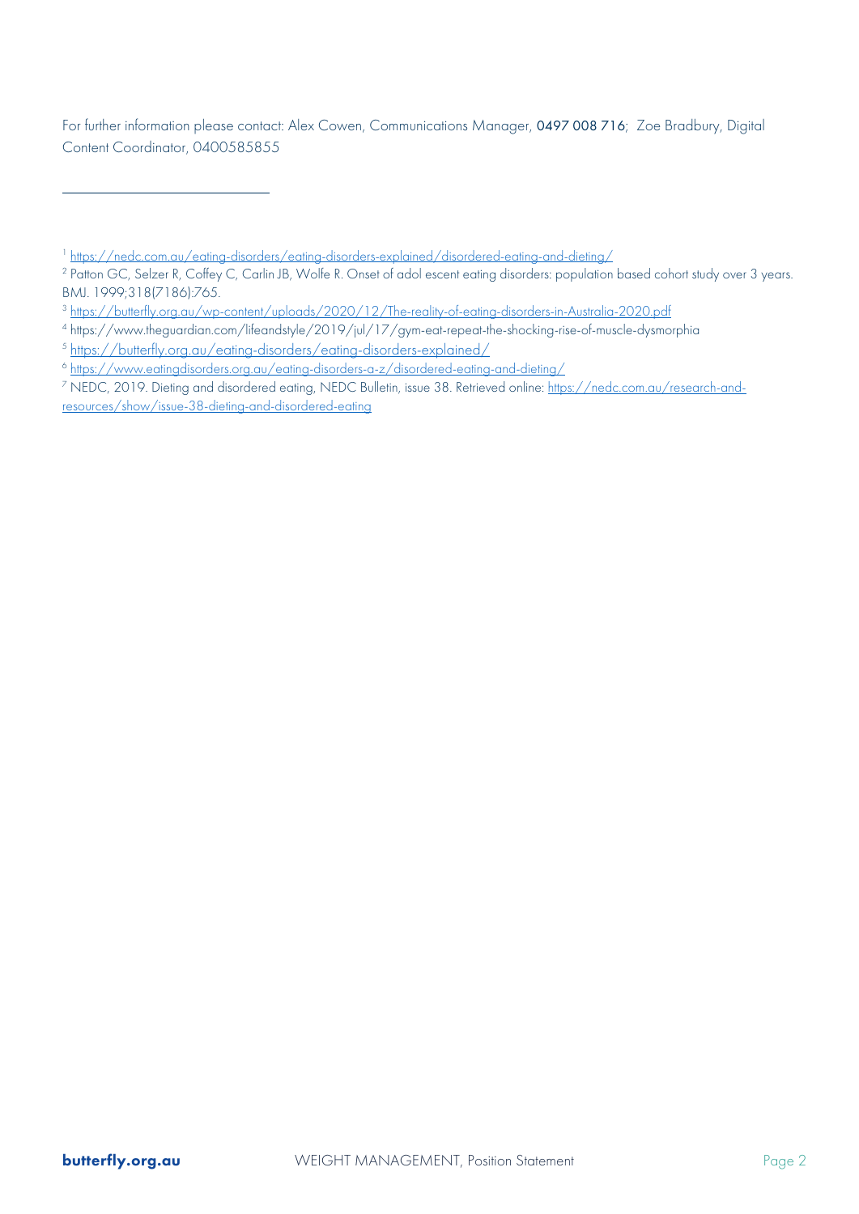For further information please contact: Alex Cowen, Communications Manager, 0497 008 716; Zoe Bradbury, Digital Content Coordinator, 0400585855

---

[1] https://nedc.com.au/eating-disorders/eating-disorders-explained/disordered-eating-and-dieting/

[2] Patton GC, Selzer R, Coffey C, Carlin JB, Wolfe R. Onset of adol escent eating disorders: population based cohort study over 3 years. BMJ. 1999;318(7186):765.

[3] https://butterfly.org.au/wp-content/uploads/2020/12/The-reality-of-eating-disorders-in-Australia-2020.pdf

[4] https://www.theguardian.com/lifeandstyle/2019/jul/17/gym-eat-repeat-the-shocking-rise-of-muscle-dysmorphia

[5] https://butterfly.org.au/eating-disorders/eating-disorders-explained/

[6] https://www.eatingdisorders.org.au/eating-disorders-a-z/disordered-eating-and-dieting/

[7] NEDC, 2019. Dieting and disordered eating, NEDC Bulletin, issue 38. Retrieved online: https://nedc.com.au/research-and-resources/show/issue-38-dieting-and-disordered-eating